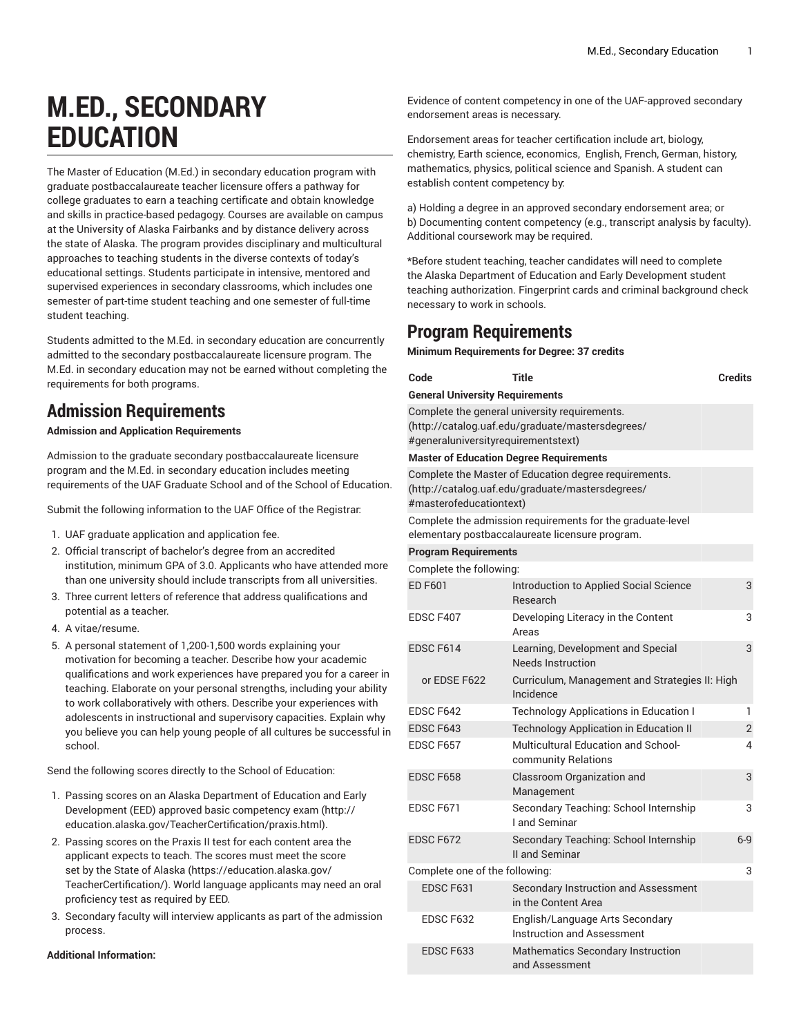# M.ED., SECONDARY EDUCATION

The Master of Education (M.Ed.) in secondary education program with graduate postbaccalaureate teacher licensure offers a pathway for college graduates to earn a teaching certificate and obtain knowledge and skills in practice-based pedagogy. Courses are available on campus at the University of Alaska Fairbanks and by distance delivery across the state of Alaska. The program provides disciplinary and multicultural approaches to teaching students in the diverse contexts of today's educational settings. Students participate in intensive, mentored and supervised experiences in secondary classrooms, which includes one semester of part-time student teaching and one semester of full-time student teaching.

Students admitted to the M.Ed. in secondary education are concurrently admitted to the secondary postbaccalaureate licensure program. The M.Ed. in secondary education may not be earned without completing the requirements for both programs.

## Admission Requirements

**Admission and Application Requirements**

Admission to the graduate secondary postbaccalaureate licensure program and the M.Ed. in secondary education includes meeting requirements of the UAF Graduate School and of the School of Education.

Submit the following information to the UAF Office of the Registrar:

1. UAF graduate application and application fee.
2. Official transcript of bachelor's degree from an accredited institution, minimum GPA of 3.0. Applicants who have attended more than one university should include transcripts from all universities.
3. Three current letters of reference that address qualifications and potential as a teacher.
4. A vitae/resume.
5. A personal statement of 1,200-1,500 words explaining your motivation for becoming a teacher. Describe how your academic qualifications and work experiences have prepared you for a career in teaching. Elaborate on your personal strengths, including your ability to work collaboratively with others. Describe your experiences with adolescents in instructional and supervisory capacities. Explain why you believe you can help young people of all cultures be successful in school.

Send the following scores directly to the School of Education:

1. Passing scores on an Alaska Department of Education and Early Development (EED) approved basic competency exam (http://education.alaska.gov/TeacherCertification/praxis.html).
2. Passing scores on the Praxis II test for each content area the applicant expects to teach. The scores must meet the score set by the State of Alaska (https://education.alaska.gov/TeacherCertification/). World language applicants may need an oral proficiency test as required by EED.
3. Secondary faculty will interview applicants as part of the admission process.

**Additional Information:**

Evidence of content competency in one of the UAF-approved secondary endorsement areas is necessary.

Endorsement areas for teacher certification include art, biology, chemistry, Earth science, economics, English, French, German, history, mathematics, physics, political science and Spanish. A student can establish content competency by:

a) Holding a degree in an approved secondary endorsement area; or
b) Documenting content competency (e.g., transcript analysis by faculty). Additional coursework may be required.

*Before student teaching, teacher candidates will need to complete the Alaska Department of Education and Early Development student teaching authorization. Fingerprint cards and criminal background check necessary to work in schools.

## Program Requirements

**Minimum Requirements for Degree: 37 credits**

| Code | Title | Credits |
|---|---|---|
| **General University Requirements** | | |
| Complete the general university requirements. (http://catalog.uaf.edu/graduate/mastersdegrees/#generaluniversityrequirementstext) | | |
| **Master of Education Degree Requirements** | | |
| Complete the Master of Education degree requirements. (http://catalog.uaf.edu/graduate/mastersdegrees/#masterofeducationtext) | | |
| Complete the admission requirements for the graduate-level elementary postbaccalaureate licensure program. | | |
| **Program Requirements** | | |
| Complete the following: | | |
| ED F601 | Introduction to Applied Social Science Research | 3 |
| EDSC F407 | Developing Literacy in the Content Areas | 3 |
| EDSC F614 | Learning, Development and Special Needs Instruction | 3 |
| or EDSE F622 | Curriculum, Management and Strategies II: High Incidence | |
| EDSC F642 | Technology Applications in Education I | 1 |
| EDSC F643 | Technology Application in Education II | 2 |
| EDSC F657 | Multicultural Education and School-community Relations | 4 |
| EDSC F658 | Classroom Organization and Management | 3 |
| EDSC F671 | Secondary Teaching: School Internship I and Seminar | 3 |
| EDSC F672 | Secondary Teaching: School Internship II and Seminar | 6-9 |
| Complete one of the following: | | 3 |
| EDSC F631 | Secondary Instruction and Assessment in the Content Area | |
| EDSC F632 | English/Language Arts Secondary Instruction and Assessment | |
| EDSC F633 | Mathematics Secondary Instruction and Assessment | |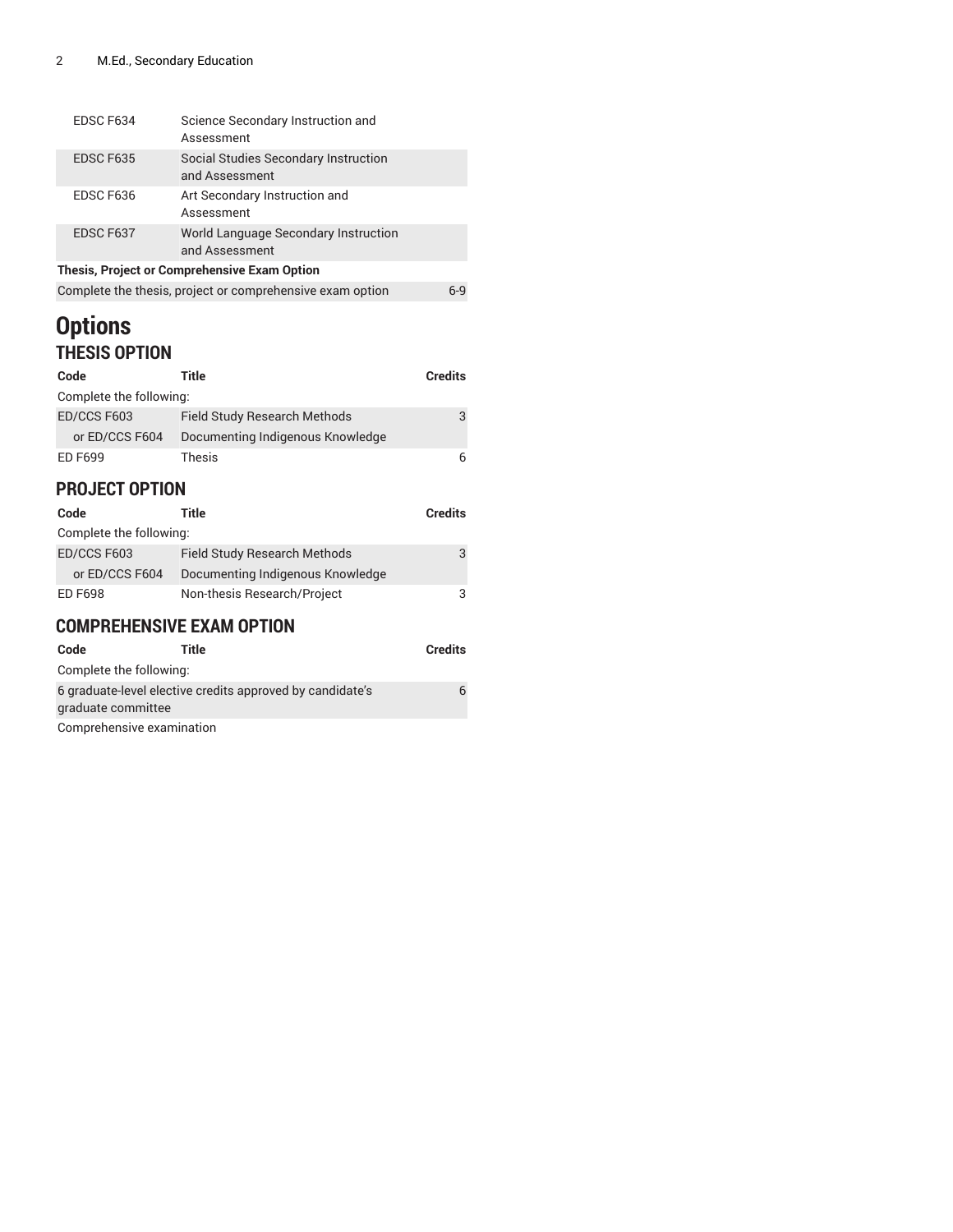| | | |
|---|---|---|
| EDSC F634 | Science Secondary Instruction and Assessment | |
| EDSC F635 | Social Studies Secondary Instruction and Assessment | |
| EDSC F636 | Art Secondary Instruction and Assessment | |
| EDSC F637 | World Language Secondary Instruction and Assessment | |
| **Thesis, Project or Comprehensive Exam Option** | | |
| Complete the thesis, project or comprehensive exam option | | 6-9 |

# Options

## THESIS OPTION

| Code | Title | Credits |
|---|---|---|
| Complete the following: | | |
| ED/CCS F603 | Field Study Research Methods | 3 |
| or ED/CCS F604 | Documenting Indigenous Knowledge | |
| ED F699 | Thesis | 6 |

## PROJECT OPTION

| Code | Title | Credits |
|---|---|---|
| Complete the following: | | |
| ED/CCS F603 | Field Study Research Methods | 3 |
| or ED/CCS F604 | Documenting Indigenous Knowledge | |
| ED F698 | Non-thesis Research/Project | 3 |

## COMPREHENSIVE EXAM OPTION

| Code | Title | Credits |
|---|---|---|
| Complete the following: | | |
| 6 graduate-level elective credits approved by candidate's graduate committee | | 6 |
| Comprehensive examination | | |